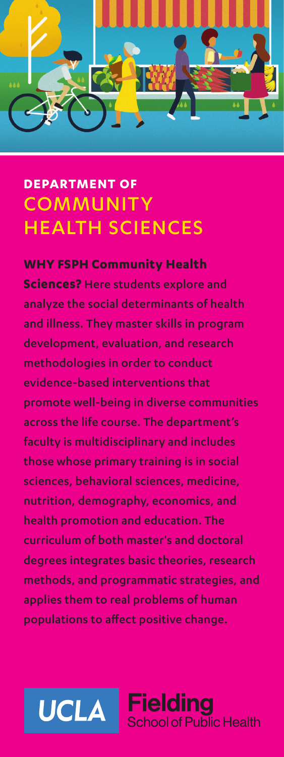# DEPARTMENT OF COMMUNITY HEALTH SCIENCES

**WHY FSPH Community Health Sciences?** Here students explore and analyze the social determinants of health and illness. They master skills in program development, evaluation, and research methodologies in order to conduct evidence-based interventions that promote well-being in diverse communities across the life course. The department's faculty is multidisciplinary and includes those whose primary training is in social sciences, behavioral sciences, medicine, nutrition, demography, economics, and health promotion and education. The curriculum of both master's and doctoral degrees integrates basic theories, research methods, and programmatic strategies, and applies them to real problems of human populations to affect positive change.

UCLA Fielding School of Public Health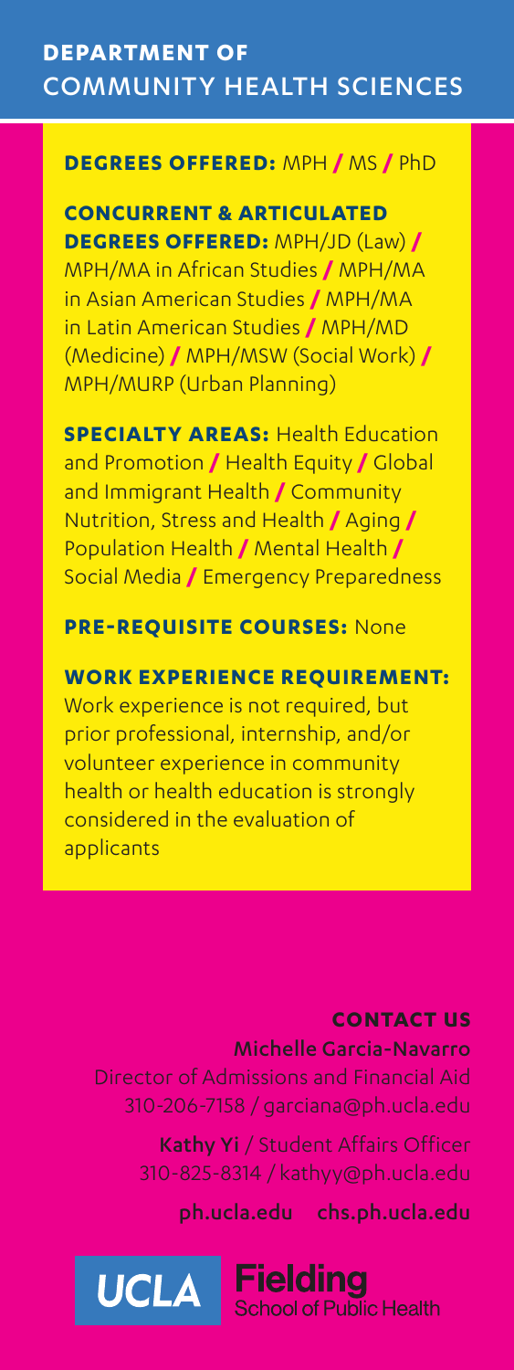## DEPARTMENT OF COMMUNITY HEALTH SCIENCES

**DEGREES OFFERED:** MPH / MS / PhD

**CONCURRENT & ARTICULATED DEGREES OFFERED:** MPH/JD (Law) / MPH/MA in African Studies / MPH/MA in Asian American Studies / MPH/MA in Latin American Studies / MPH/MD (Medicine) / MPH/MSW (Social Work) / MPH/MURP (Urban Planning)

**SPECIALTY AREAS:** Health Education and Promotion / Health Equity / Global and Immigrant Health / Community Nutrition, Stress and Health / Aging / Population Health / Mental Health / Social Media / Emergency Preparedness

**PRE-REQUISITE COURSES:** None

**WORK EXPERIENCE REQUIREMENT:**
Work experience is not required, but prior professional, internship, and/or volunteer experience in community health or health education is strongly considered in the evaluation of applicants

**CONTACT US**

Michelle Garcia-Navarro
Director of Admissions and Financial Aid
310-206-7158 / garciana@ph.ucla.edu

Kathy Yi / Student Affairs Officer
310-825-8314 / kathyy@ph.ucla.edu

ph.ucla.edu chs.ph.ucla.edu

UCLA Fielding School of Public Health